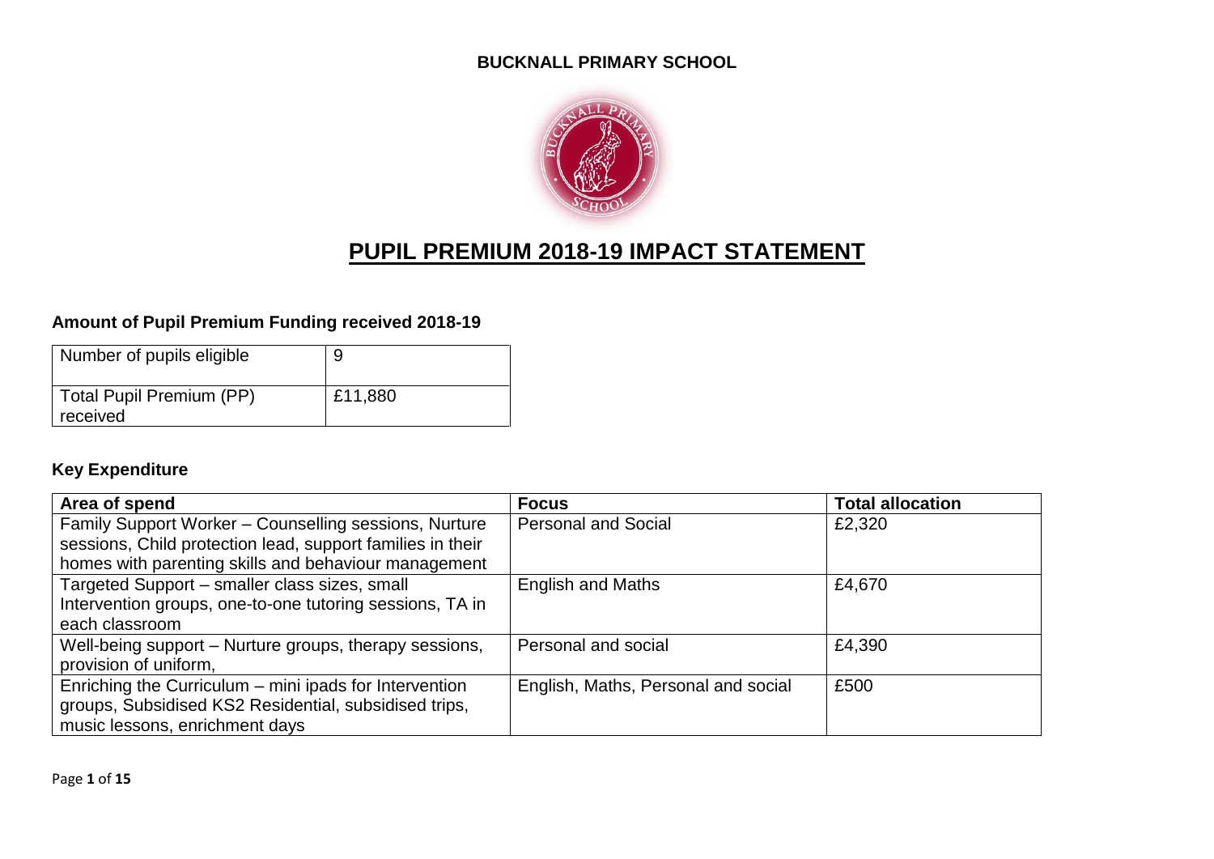**BUCKNALL PRIMARY SCHOOL**

# PUPIL PREMIUM 2018-19 IMPACT STATEMENT

## Amount of Pupil Premium Funding received 2018-19

| Number of pupils eligible | 9 |
|---|---|
| Total Pupil Premium (PP) received | £11,880 |

## Key Expenditure

| Area of spend | Focus | Total allocation |
|---|---|---|
| Family Support Worker – Counselling sessions, Nurture sessions, Child protection lead, support families in their homes with parenting skills and behaviour management | Personal and Social | £2,320 |
| Targeted Support – smaller class sizes, small Intervention groups, one-to-one tutoring sessions, TA in each classroom | English and Maths | £4,670 |
| Well-being support – Nurture groups, therapy sessions, provision of uniform, | Personal and social | £4,390 |
| Enriching the Curriculum – mini ipads for Intervention groups, Subsidised KS2 Residential, subsidised trips, music lessons, enrichment days | English, Maths, Personal and social | £500 |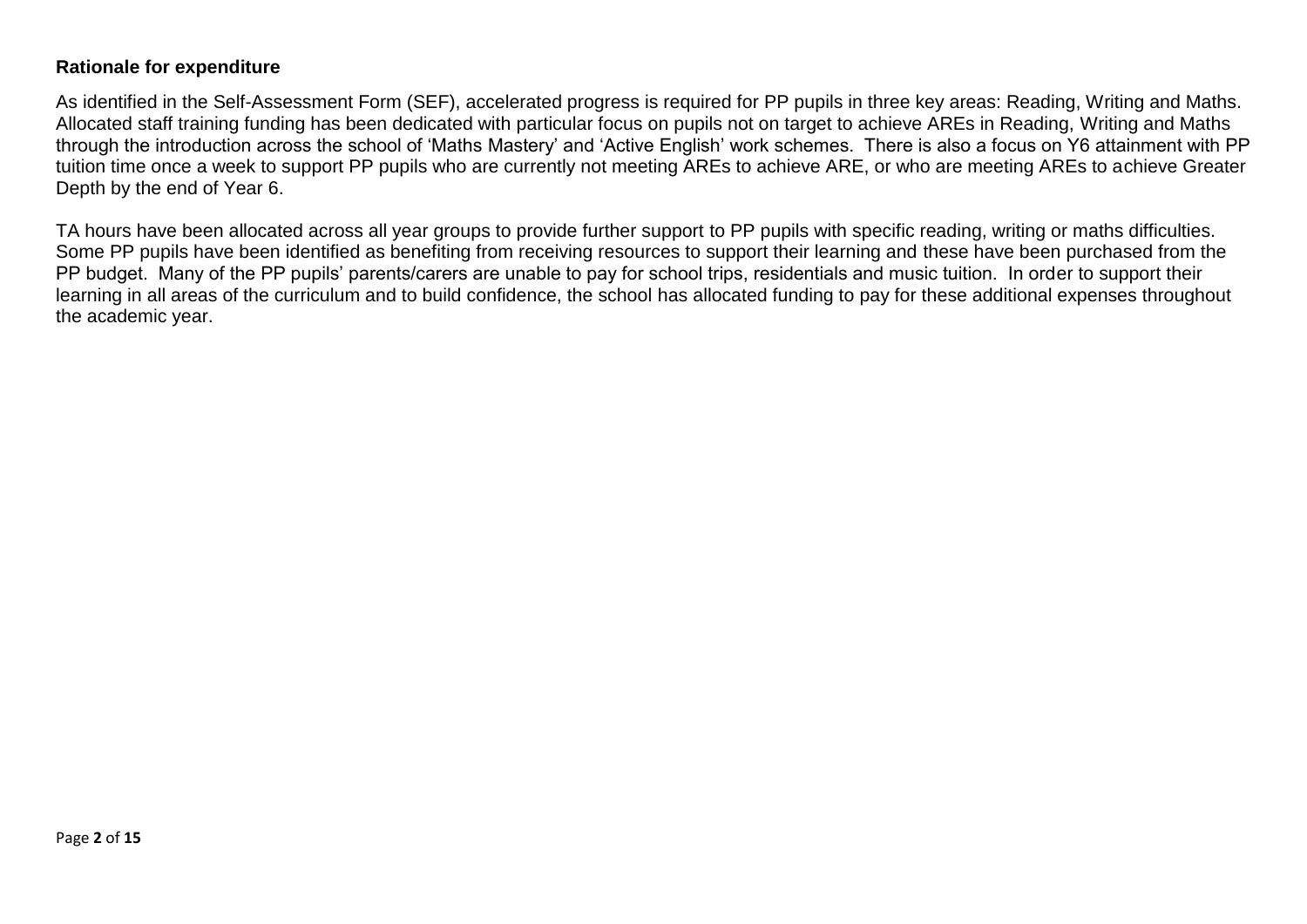**Rationale for expenditure**

As identified in the Self-Assessment Form (SEF), accelerated progress is required for PP pupils in three key areas: Reading, Writing and Maths. Allocated staff training funding has been dedicated with particular focus on pupils not on target to achieve AREs in Reading, Writing and Maths through the introduction across the school of 'Maths Mastery' and 'Active English' work schemes. There is also a focus on Y6 attainment with PP tuition time once a week to support PP pupils who are currently not meeting AREs to achieve ARE, or who are meeting AREs to achieve Greater Depth by the end of Year 6.

TA hours have been allocated across all year groups to provide further support to PP pupils with specific reading, writing or maths difficulties. Some PP pupils have been identified as benefiting from receiving resources to support their learning and these have been purchased from the PP budget. Many of the PP pupils' parents/carers are unable to pay for school trips, residentials and music tuition. In order to support their learning in all areas of the curriculum and to build confidence, the school has allocated funding to pay for these additional expenses throughout the academic year.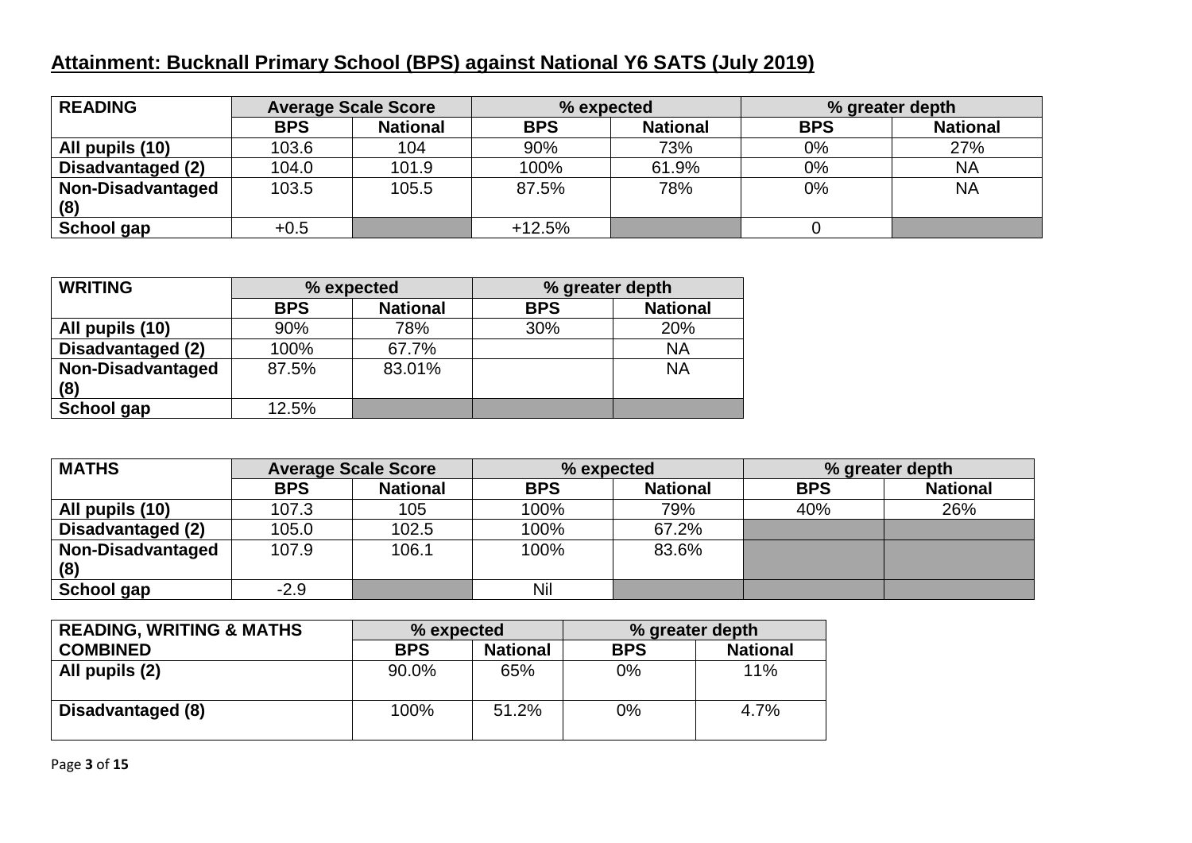## Attainment: Bucknall Primary School (BPS) against National Y6 SATS (July 2019)

| READING | Average Scale Score | | % expected | | % greater depth | |
|---|---|---|---|---|---|---|
| | BPS | National | BPS | National | BPS | National |
| All pupils (10) | 103.6 | 104 | 90% | 73% | 0% | 27% |
| Disadvantaged (2) | 104.0 | 101.9 | 100% | 61.9% | 0% | NA |
| Non-Disadvantaged (8) | 103.5 | 105.5 | 87.5% | 78% | 0% | NA |
| School gap | +0.5 | | +12.5% | | 0 | |

| WRITING | % expected | | % greater depth | |
|---|---|---|---|---|
| | BPS | National | BPS | National |
| All pupils (10) | 90% | 78% | 30% | 20% |
| Disadvantaged (2) | 100% | 67.7% | | NA |
| Non-Disadvantaged (8) | 87.5% | 83.01% | | NA |
| School gap | 12.5% | | | |

| MATHS | Average Scale Score | | % expected | | % greater depth | |
|---|---|---|---|---|---|---|
| | BPS | National | BPS | National | BPS | National |
| All pupils (10) | 107.3 | 105 | 100% | 79% | 40% | 26% |
| Disadvantaged (2) | 105.0 | 102.5 | 100% | 67.2% | | |
| Non-Disadvantaged (8) | 107.9 | 106.1 | 100% | 83.6% | | |
| School gap | -2.9 | | Nil | | | |

| READING, WRITING & MATHS COMBINED | % expected | | % greater depth | |
|---|---|---|---|---|
| | BPS | National | BPS | National |
| All pupils (2) | 90.0% | 65% | 0% | 11% |
| Disadvantaged (8) | 100% | 51.2% | 0% | 4.7% |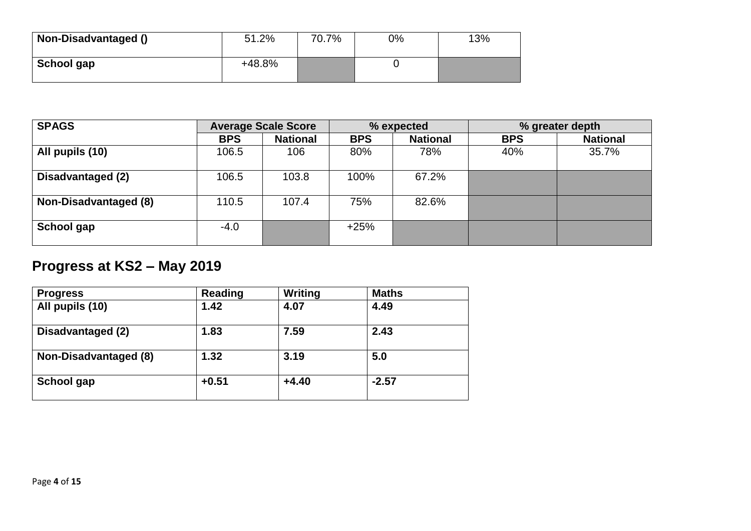| Non-Disadvantaged () | 51.2% | 70.7% | 0% | 13% |
|---|---|---|---|---|
| School gap | +48.8% | | 0 | |

| SPAGS | Average Scale Score | | % expected | | % greater depth | |
|---|---|---|---|---|---|---|
| | BPS | National | BPS | National | BPS | National |
| All pupils (10) | 106.5 | 106 | 80% | 78% | 40% | 35.7% |
| Disadvantaged (2) | 106.5 | 103.8 | 100% | 67.2% | | |
| Non-Disadvantaged (8) | 110.5 | 107.4 | 75% | 82.6% | | |
| School gap | -4.0 | | +25% | | | |

## Progress at KS2 – May 2019

| Progress | Reading | Writing | Maths |
|---|---|---|---|
| All pupils (10) | **1.42** | **4.07** | **4.49** |
| Disadvantaged (2) | **1.83** | **7.59** | **2.43** |
| Non-Disadvantaged (8) | **1.32** | **3.19** | **5.0** |
| School gap | **+0.51** | **+4.40** | **-2.57** |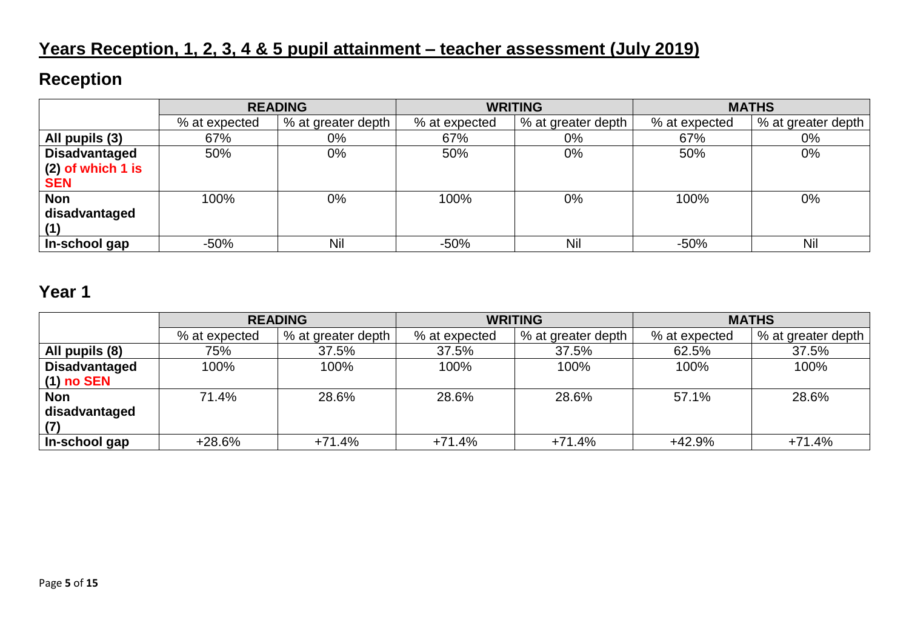# Years Reception, 1, 2, 3, 4 & 5 pupil attainment – teacher assessment (July 2019)

## Reception

| | READING | | WRITING | | MATHS | |
|---|---|---|---|---|---|---|
| | % at expected | % at greater depth | % at expected | % at greater depth | % at expected | % at greater depth |
| **All pupils (3)** | 67% | 0% | 67% | 0% | 67% | 0% |
| **Disadvantaged (2) of which 1 is SEN** | 50% | 0% | 50% | 0% | 50% | 0% |
| **Non disadvantaged (1)** | 100% | 0% | 100% | 0% | 100% | 0% |
| **In-school gap** | -50% | Nil | -50% | Nil | -50% | Nil |

## Year 1

| | READING | | WRITING | | MATHS | |
|---|---|---|---|---|---|---|
| | % at expected | % at greater depth | % at expected | % at greater depth | % at expected | % at greater depth |
| **All pupils (8)** | 75% | 37.5% | 37.5% | 37.5% | 62.5% | 37.5% |
| **Disadvantaged (1) no SEN** | 100% | 100% | 100% | 100% | 100% | 100% |
| **Non disadvantaged (7)** | 71.4% | 28.6% | 28.6% | 28.6% | 57.1% | 28.6% |
| **In-school gap** | +28.6% | +71.4% | +71.4% | +71.4% | +42.9% | +71.4% |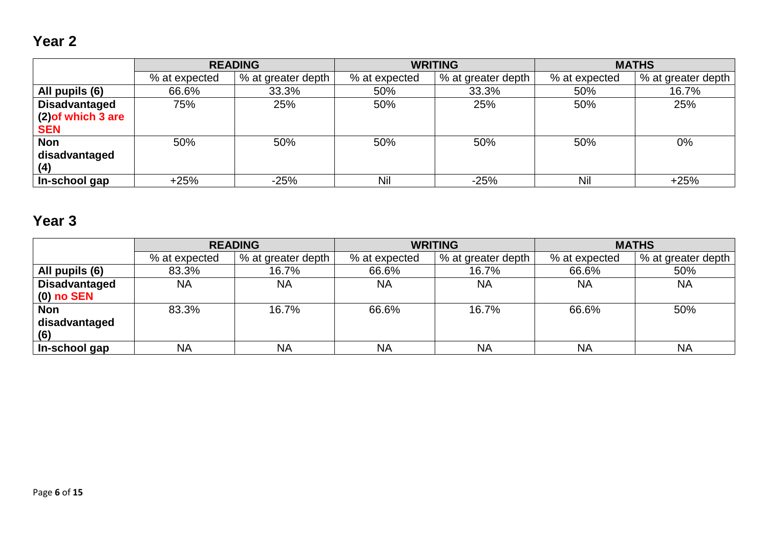## Year 2

| | READING | | WRITING | | MATHS | |
|---|---|---|---|---|---|---|
| | % at expected | % at greater depth | % at expected | % at greater depth | % at expected | % at greater depth |
| **All pupils (6)** | 66.6% | 33.3% | 50% | 33.3% | 50% | 16.7% |
| **Disadvantaged (2)of which 3 are SEN** | 75% | 25% | 50% | 25% | 50% | 25% |
| **Non disadvantaged (4)** | 50% | 50% | 50% | 50% | 50% | 0% |
| **In-school gap** | +25% | -25% | Nil | -25% | Nil | +25% |

## Year 3

| | READING | | WRITING | | MATHS | |
|---|---|---|---|---|---|---|
| | % at expected | % at greater depth | % at expected | % at greater depth | % at expected | % at greater depth |
| **All pupils (6)** | 83.3% | 16.7% | 66.6% | 16.7% | 66.6% | 50% |
| **Disadvantaged (0) no SEN** | NA | NA | NA | NA | NA | NA |
| **Non disadvantaged (6)** | 83.3% | 16.7% | 66.6% | 16.7% | 66.6% | 50% |
| **In-school gap** | NA | NA | NA | NA | NA | NA |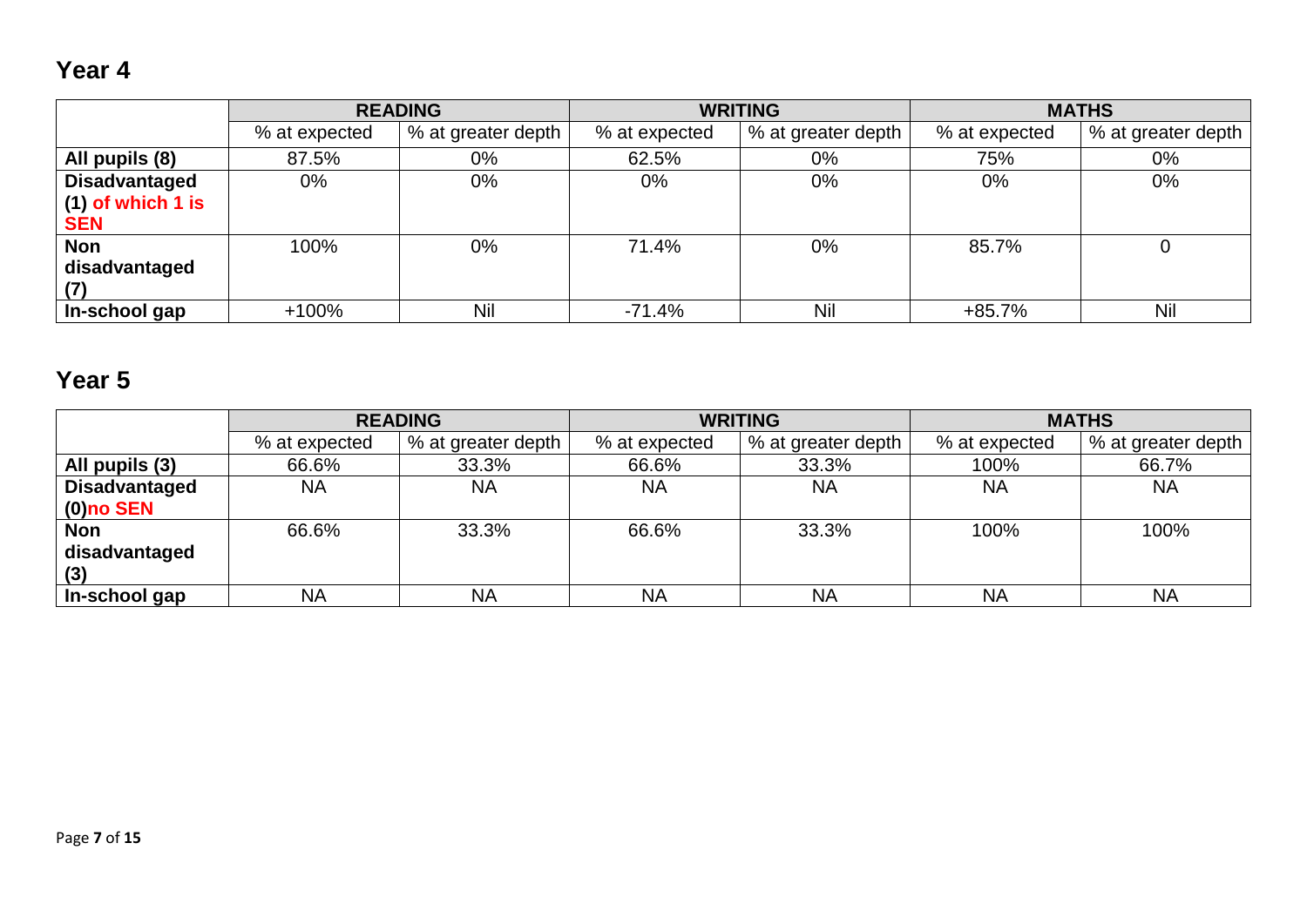## Year 4

| | READING | | WRITING | | MATHS | |
|---|---|---|---|---|---|---|
| | % at expected | % at greater depth | % at expected | % at greater depth | % at expected | % at greater depth |
| **All pupils (8)** | 87.5% | 0% | 62.5% | 0% | 75% | 0% |
| **Disadvantaged (1) of which 1 is SEN** | 0% | 0% | 0% | 0% | 0% | 0% |
| **Non disadvantaged (7)** | 100% | 0% | 71.4% | 0% | 85.7% | 0 |
| **In-school gap** | +100% | Nil | -71.4% | Nil | +85.7% | Nil |

## Year 5

| | READING | | WRITING | | MATHS | |
|---|---|---|---|---|---|---|
| | % at expected | % at greater depth | % at expected | % at greater depth | % at expected | % at greater depth |
| **All pupils (3)** | 66.6% | 33.3% | 66.6% | 33.3% | 100% | 66.7% |
| **Disadvantaged (0)no SEN** | NA | NA | NA | NA | NA | NA |
| **Non disadvantaged (3)** | 66.6% | 33.3% | 66.6% | 33.3% | 100% | 100% |
| **In-school gap** | NA | NA | NA | NA | NA | NA |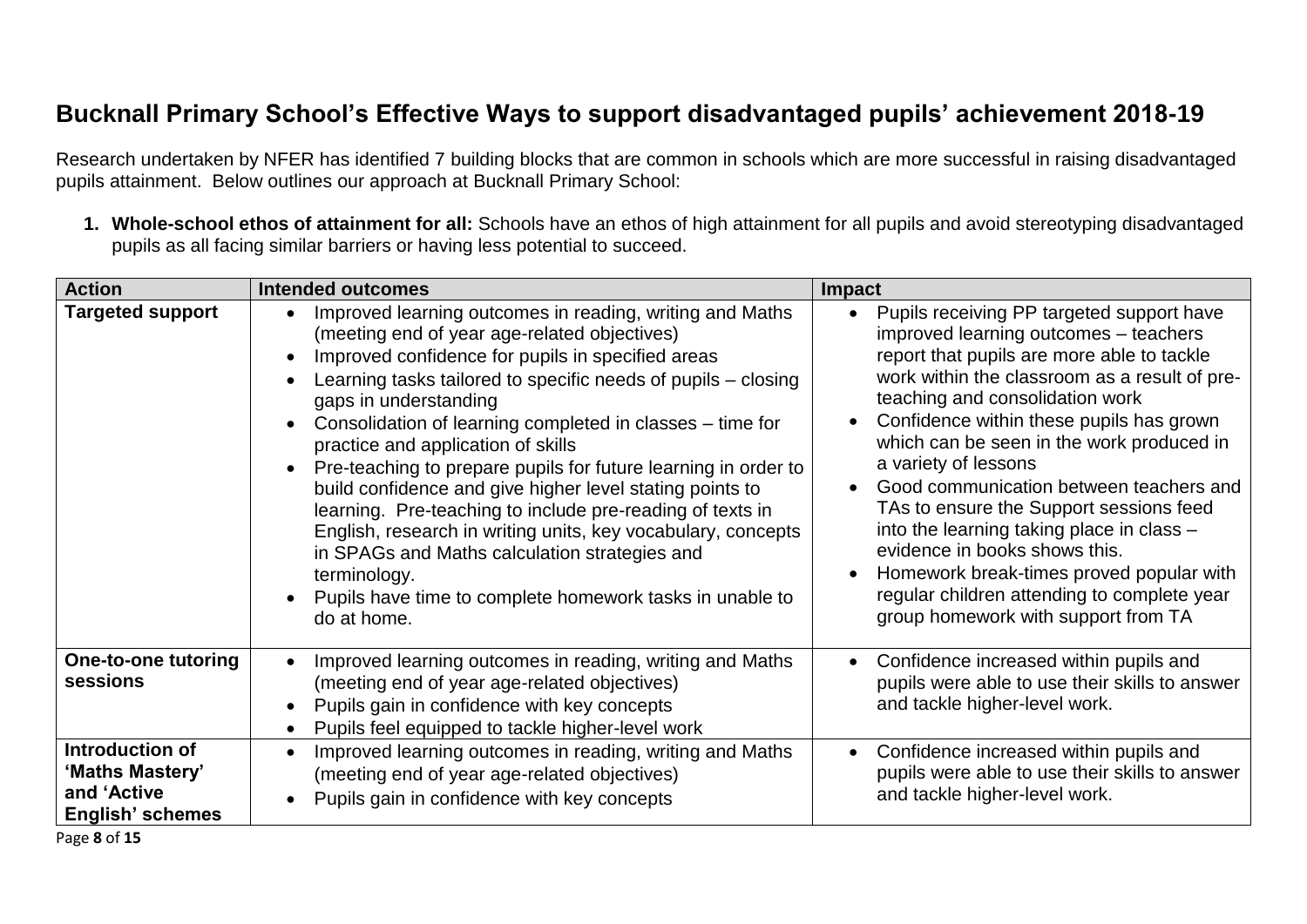# Bucknall Primary School's Effective Ways to support disadvantaged pupils' achievement 2018-19

Research undertaken by NFER has identified 7 building blocks that are common in schools which are more successful in raising disadvantaged pupils attainment. Below outlines our approach at Bucknall Primary School:

1. **Whole-school ethos of attainment for all:** Schools have an ethos of high attainment for all pupils and avoid stereotyping disadvantaged pupils as all facing similar barriers or having less potential to succeed.

| Action | Intended outcomes | Impact |
| --- | --- | --- |
| **Targeted support** | • Improved learning outcomes in reading, writing and Maths (meeting end of year age-related objectives)<br>• Improved confidence for pupils in specified areas<br>• Learning tasks tailored to specific needs of pupils – closing gaps in understanding<br>• Consolidation of learning completed in classes – time for practice and application of skills<br>• Pre-teaching to prepare pupils for future learning in order to build confidence and give higher level stating points to learning. Pre-teaching to include pre-reading of texts in English, research in writing units, key vocabulary, concepts in SPAGs and Maths calculation strategies and terminology.<br>• Pupils have time to complete homework tasks in unable to do at home. | • Pupils receiving PP targeted support have improved learning outcomes – teachers report that pupils are more able to tackle work within the classroom as a result of pre-teaching and consolidation work<br>• Confidence within these pupils has grown which can be seen in the work produced in a variety of lessons<br>• Good communication between teachers and TAs to ensure the Support sessions feed into the learning taking place in class – evidence in books shows this.<br>• Homework break-times proved popular with regular children attending to complete year group homework with support from TA |
| **One-to-one tutoring sessions** | • Improved learning outcomes in reading, writing and Maths (meeting end of year age-related objectives)<br>• Pupils gain in confidence with key concepts<br>• Pupils feel equipped to tackle higher-level work | • Confidence increased within pupils and pupils were able to use their skills to answer and tackle higher-level work. |
| **Introduction of 'Maths Mastery' and 'Active English' schemes** | • Improved learning outcomes in reading, writing and Maths (meeting end of year age-related objectives)<br>• Pupils gain in confidence with key concepts | • Confidence increased within pupils and pupils were able to use their skills to answer and tackle higher-level work. |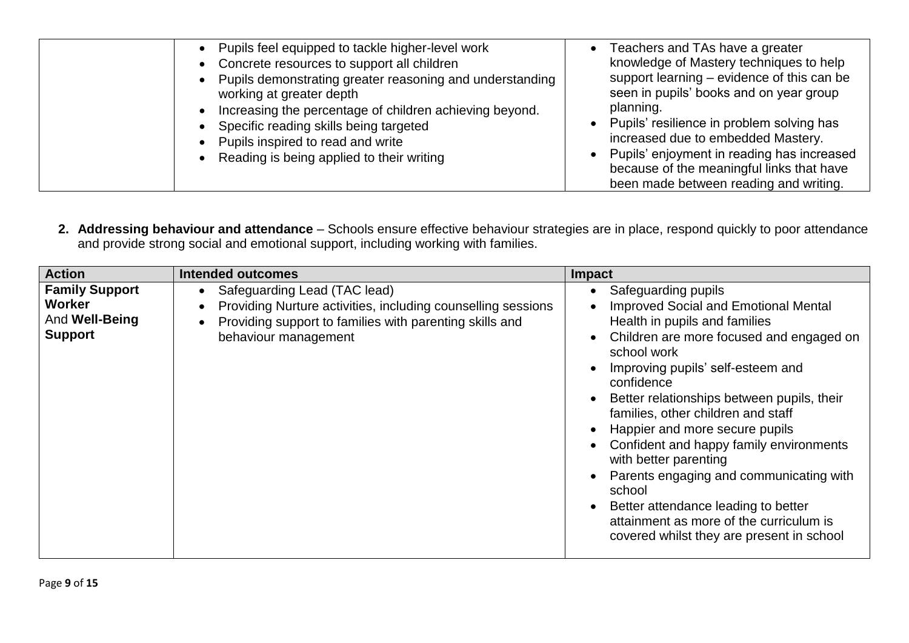| | | |
|---|---|---|
| | • Pupils feel equipped to tackle higher-level work<br>• Concrete resources to support all children<br>• Pupils demonstrating greater reasoning and understanding working at greater depth<br>• Increasing the percentage of children achieving beyond.<br>• Specific reading skills being targeted<br>• Pupils inspired to read and write<br>• Reading is being applied to their writing | • Teachers and TAs have a greater knowledge of Mastery techniques to help support learning – evidence of this can be seen in pupils' books and on year group planning.<br>• Pupils' resilience in problem solving has increased due to embedded Mastery.<br>• Pupils' enjoyment in reading has increased because of the meaningful links that have been made between reading and writing. |

2. **Addressing behaviour and attendance** – Schools ensure effective behaviour strategies are in place, respond quickly to poor attendance and provide strong social and emotional support, including working with families.

| Action | Intended outcomes | Impact |
|---|---|---|
| **Family Support Worker** And **Well-Being Support** | • Safeguarding Lead (TAC lead)<br>• Providing Nurture activities, including counselling sessions<br>• Providing support to families with parenting skills and behaviour management | • Safeguarding pupils<br>• Improved Social and Emotional Mental Health in pupils and families<br>• Children are more focused and engaged on school work<br>• Improving pupils' self-esteem and confidence<br>• Better relationships between pupils, their families, other children and staff<br>• Happier and more secure pupils<br>• Confident and happy family environments with better parenting<br>• Parents engaging and communicating with school<br>• Better attendance leading to better attainment as more of the curriculum is covered whilst they are present in school |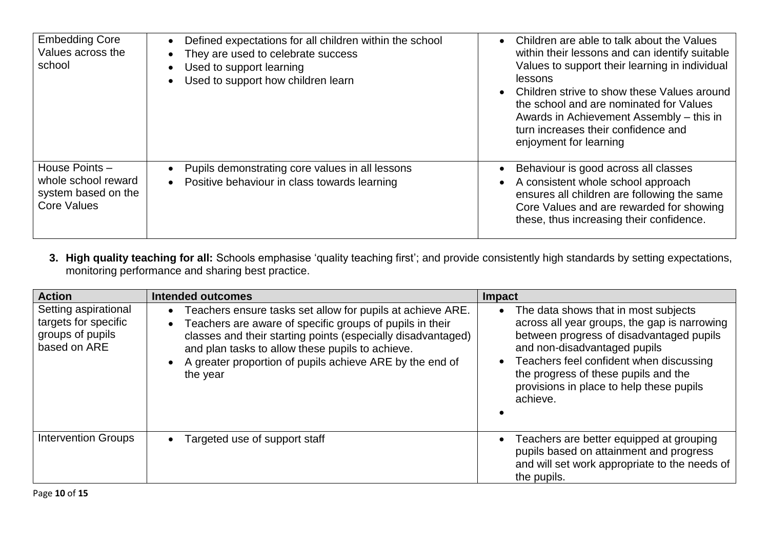| | | |
|---|---|---|
| Embedding Core Values across the school | • Defined expectations for all children within the school<br>• They are used to celebrate success<br>• Used to support learning<br>• Used to support how children learn | • Children are able to talk about the Values within their lessons and can identify suitable Values to support their learning in individual lessons<br>• Children strive to show these Values around the school and are nominated for Values Awards in Achievement Assembly – this in turn increases their confidence and enjoyment for learning |
| House Points – whole school reward system based on the Core Values | • Pupils demonstrating core values in all lessons<br>• Positive behaviour in class towards learning | • Behaviour is good across all classes<br>• A consistent whole school approach ensures all children are following the same Core Values and are rewarded for showing these, thus increasing their confidence. |

3. **High quality teaching for all:** Schools emphasise 'quality teaching first'; and provide consistently high standards by setting expectations, monitoring performance and sharing best practice.

| Action | Intended outcomes | Impact |
|---|---|---|
| Setting aspirational targets for specific groups of pupils based on ARE | • Teachers ensure tasks set allow for pupils at achieve ARE.<br>• Teachers are aware of specific groups of pupils in their classes and their starting points (especially disadvantaged) and plan tasks to allow these pupils to achieve.<br>• A greater proportion of pupils achieve ARE by the end of the year | • The data shows that in most subjects across all year groups, the gap is narrowing between progress of disadvantaged pupils and non-disadvantaged pupils<br>• Teachers feel confident when discussing the progress of these pupils and the provisions in place to help these pupils achieve.<br>• |
| Intervention Groups | • Targeted use of support staff | • Teachers are better equipped at grouping pupils based on attainment and progress and will set work appropriate to the needs of the pupils. |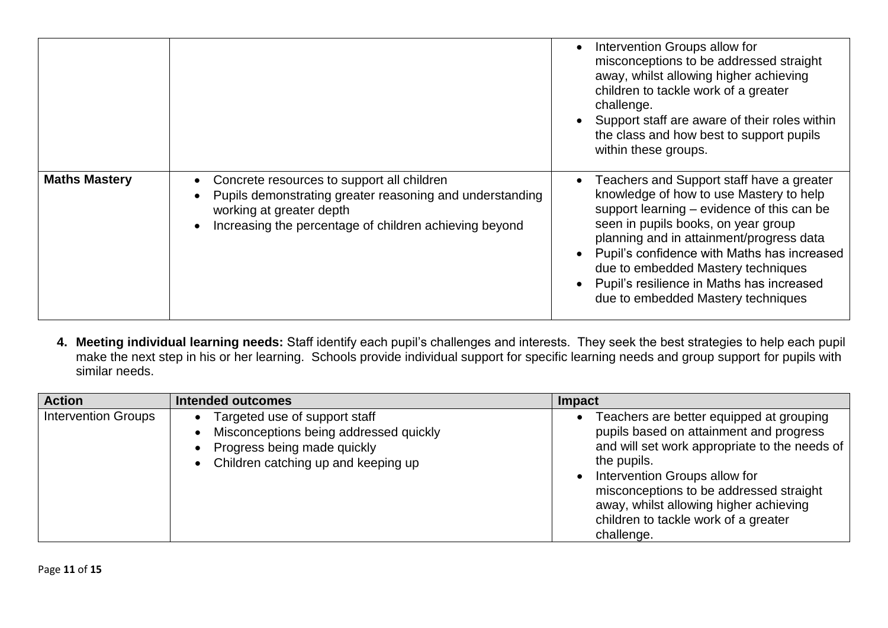| | | |
|---|---|---|
| | | • Intervention Groups allow for misconceptions to be addressed straight away, whilst allowing higher achieving children to tackle work of a greater challenge.<br>• Support staff are aware of their roles within the class and how best to support pupils within these groups. |
| **Maths Mastery** | • Concrete resources to support all children<br>• Pupils demonstrating greater reasoning and understanding working at greater depth<br>• Increasing the percentage of children achieving beyond | • Teachers and Support staff have a greater knowledge of how to use Mastery to help support learning – evidence of this can be seen in pupils books, on year group planning and in attainment/progress data<br>• Pupil's confidence with Maths has increased due to embedded Mastery techniques<br>• Pupil's resilience in Maths has increased due to embedded Mastery techniques |

4. **Meeting individual learning needs:** Staff identify each pupil's challenges and interests. They seek the best strategies to help each pupil make the next step in his or her learning. Schools provide individual support for specific learning needs and group support for pupils with similar needs.

| Action | Intended outcomes | Impact |
|---|---|---|
| Intervention Groups | • Targeted use of support staff<br>• Misconceptions being addressed quickly<br>• Progress being made quickly<br>• Children catching up and keeping up | • Teachers are better equipped at grouping pupils based on attainment and progress and will set work appropriate to the needs of the pupils.<br>• Intervention Groups allow for misconceptions to be addressed straight away, whilst allowing higher achieving children to tackle work of a greater challenge. |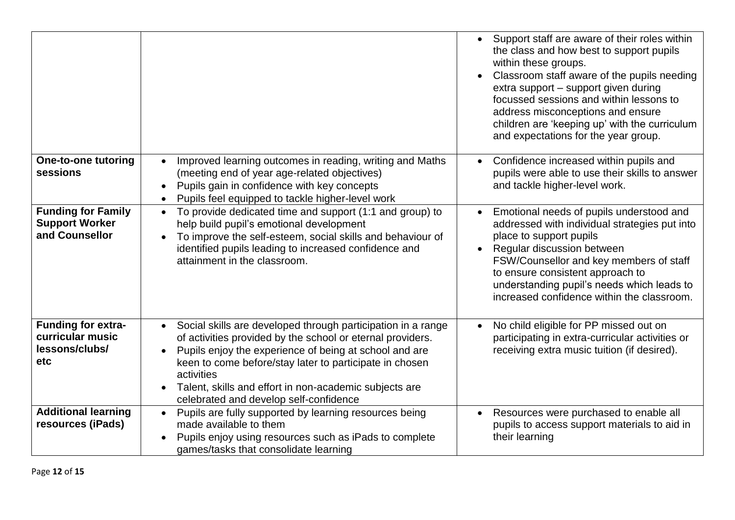| | | |
|---|---|---|
| | | • Support staff are aware of their roles within the class and how best to support pupils within these groups.<br>• Classroom staff aware of the pupils needing extra support – support given during focussed sessions and within lessons to address misconceptions and ensure children are 'keeping up' with the curriculum and expectations for the year group. |
| **One-to-one tutoring sessions** | • Improved learning outcomes in reading, writing and Maths (meeting end of year age-related objectives)<br>• Pupils gain in confidence with key concepts<br>• Pupils feel equipped to tackle higher-level work | • Confidence increased within pupils and pupils were able to use their skills to answer and tackle higher-level work. |
| **Funding for Family Support Worker and Counsellor** | • To provide dedicated time and support (1:1 and group) to help build pupil's emotional development<br>• To improve the self-esteem, social skills and behaviour of identified pupils leading to increased confidence and attainment in the classroom. | • Emotional needs of pupils understood and addressed with individual strategies put into place to support pupils<br>• Regular discussion between FSW/Counsellor and key members of staff to ensure consistent approach to understanding pupil's needs which leads to increased confidence within the classroom. |
| **Funding for extra-curricular music lessons/clubs/ etc** | • Social skills are developed through participation in a range of activities provided by the school or eternal providers.<br>• Pupils enjoy the experience of being at school and are keen to come before/stay later to participate in chosen activities<br>• Talent, skills and effort in non-academic subjects are celebrated and develop self-confidence | • No child eligible for PP missed out on participating in extra-curricular activities or receiving extra music tuition (if desired). |
| **Additional learning resources (iPads)** | • Pupils are fully supported by learning resources being made available to them<br>• Pupils enjoy using resources such as iPads to complete games/tasks that consolidate learning | • Resources were purchased to enable all pupils to access support materials to aid in their learning |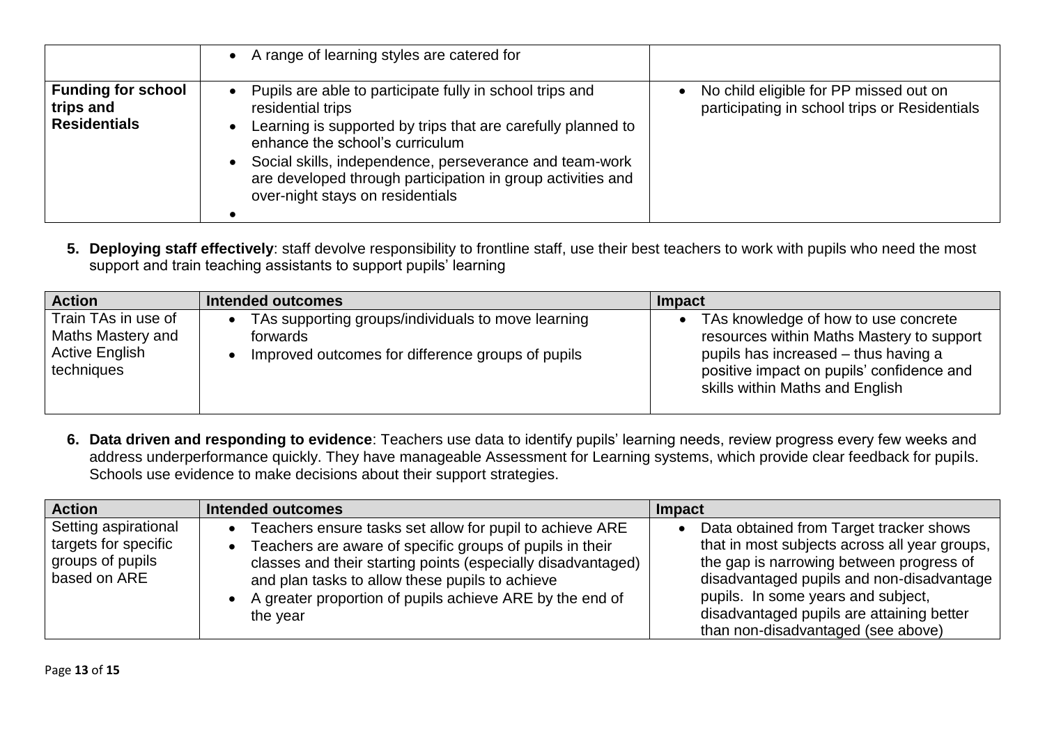| | | |
|---|---|---|
| | • A range of learning styles are catered for | |
| **Funding for school trips and Residentials** | • Pupils are able to participate fully in school trips and residential trips<br>• Learning is supported by trips that are carefully planned to enhance the school's curriculum<br>• Social skills, independence, perseverance and team-work are developed through participation in group activities and over-night stays on residentials<br>• | • No child eligible for PP missed out on participating in school trips or Residentials |

5. **Deploying staff effectively**: staff devolve responsibility to frontline staff, use their best teachers to work with pupils who need the most support and train teaching assistants to support pupils' learning

| Action | Intended outcomes | Impact |
|---|---|---|
| Train TAs in use of Maths Mastery and Active English techniques | • TAs supporting groups/individuals to move learning forwards<br>• Improved outcomes for difference groups of pupils | • TAs knowledge of how to use concrete resources within Maths Mastery to support pupils has increased – thus having a positive impact on pupils' confidence and skills within Maths and English |

6. **Data driven and responding to evidence**: Teachers use data to identify pupils' learning needs, review progress every few weeks and address underperformance quickly. They have manageable Assessment for Learning systems, which provide clear feedback for pupils. Schools use evidence to make decisions about their support strategies.

| Action | Intended outcomes | Impact |
|---|---|---|
| Setting aspirational targets for specific groups of pupils based on ARE | • Teachers ensure tasks set allow for pupil to achieve ARE<br>• Teachers are aware of specific groups of pupils in their classes and their starting points (especially disadvantaged) and plan tasks to allow these pupils to achieve<br>• A greater proportion of pupils achieve ARE by the end of the year | • Data obtained from Target tracker shows that in most subjects across all year groups, the gap is narrowing between progress of disadvantaged pupils and non-disadvantage pupils. In some years and subject, disadvantaged pupils are attaining better than non-disadvantaged (see above) |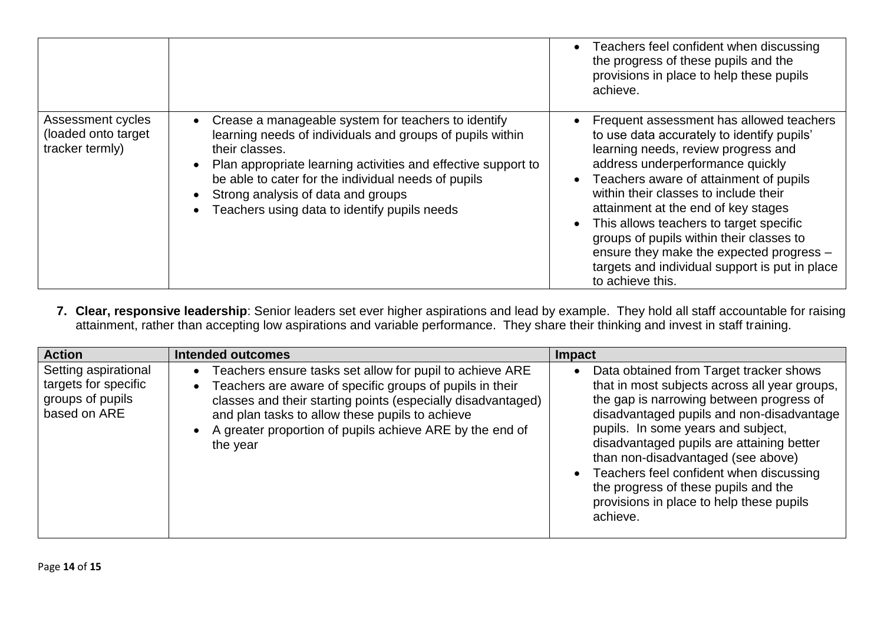| | | |
|---|---|---|
| | | • Teachers feel confident when discussing the progress of these pupils and the provisions in place to help these pupils achieve. |
| Assessment cycles (loaded onto target tracker termly) | • Crease a manageable system for teachers to identify learning needs of individuals and groups of pupils within their classes.<br>• Plan appropriate learning activities and effective support to be able to cater for the individual needs of pupils<br>• Strong analysis of data and groups<br>• Teachers using data to identify pupils needs | • Frequent assessment has allowed teachers to use data accurately to identify pupils' learning needs, review progress and address underperformance quickly<br>• Teachers aware of attainment of pupils within their classes to include their attainment at the end of key stages<br>• This allows teachers to target specific groups of pupils within their classes to ensure they make the expected progress – targets and individual support is put in place to achieve this. |

7. **Clear, responsive leadership**: Senior leaders set ever higher aspirations and lead by example. They hold all staff accountable for raising attainment, rather than accepting low aspirations and variable performance. They share their thinking and invest in staff training.

| Action | Intended outcomes | Impact |
|---|---|---|
| Setting aspirational targets for specific groups of pupils based on ARE | • Teachers ensure tasks set allow for pupil to achieve ARE<br>• Teachers are aware of specific groups of pupils in their classes and their starting points (especially disadvantaged) and plan tasks to allow these pupils to achieve<br>• A greater proportion of pupils achieve ARE by the end of the year | • Data obtained from Target tracker shows that in most subjects across all year groups, the gap is narrowing between progress of disadvantaged pupils and non-disadvantage pupils. In some years and subject, disadvantaged pupils are attaining better than non-disadvantaged (see above)<br>• Teachers feel confident when discussing the progress of these pupils and the provisions in place to help these pupils achieve. |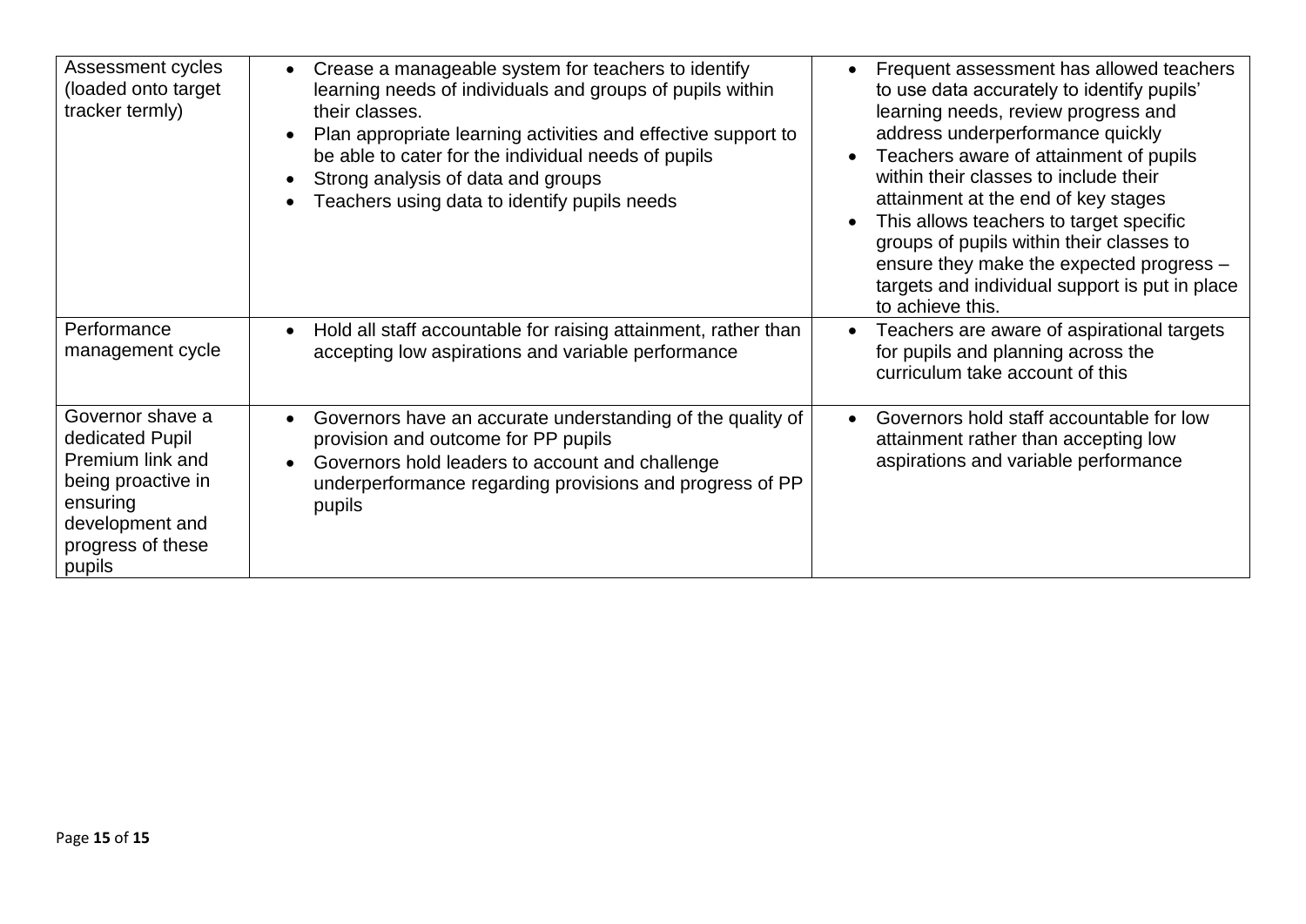| | | |
|---|---|---|
| Assessment cycles (loaded onto target tracker termly) | • Crease a manageable system for teachers to identify learning needs of individuals and groups of pupils within their classes.<br>• Plan appropriate learning activities and effective support to be able to cater for the individual needs of pupils<br>• Strong analysis of data and groups<br>• Teachers using data to identify pupils needs | • Frequent assessment has allowed teachers to use data accurately to identify pupils' learning needs, review progress and address underperformance quickly<br>• Teachers aware of attainment of pupils within their classes to include their attainment at the end of key stages<br>• This allows teachers to target specific groups of pupils within their classes to ensure they make the expected progress – targets and individual support is put in place to achieve this. |
| Performance management cycle | • Hold all staff accountable for raising attainment, rather than accepting low aspirations and variable performance | • Teachers are aware of aspirational targets for pupils and planning across the curriculum take account of this |
| Governor shave a dedicated Pupil Premium link and being proactive in ensuring development and progress of these pupils | • Governors have an accurate understanding of the quality of provision and outcome for PP pupils<br>• Governors hold leaders to account and challenge underperformance regarding provisions and progress of PP pupils | • Governors hold staff accountable for low attainment rather than accepting low aspirations and variable performance |